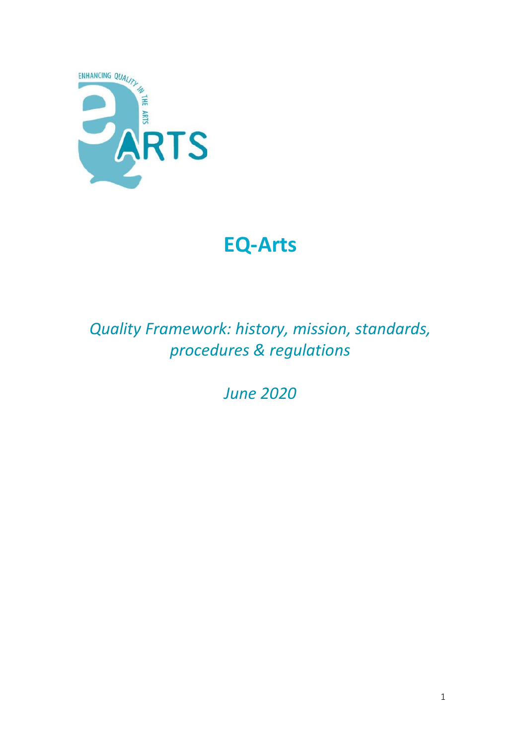# EQ-Arts

*Quality Framework: history, mission, standards, procedures & regulations*

*June 2020*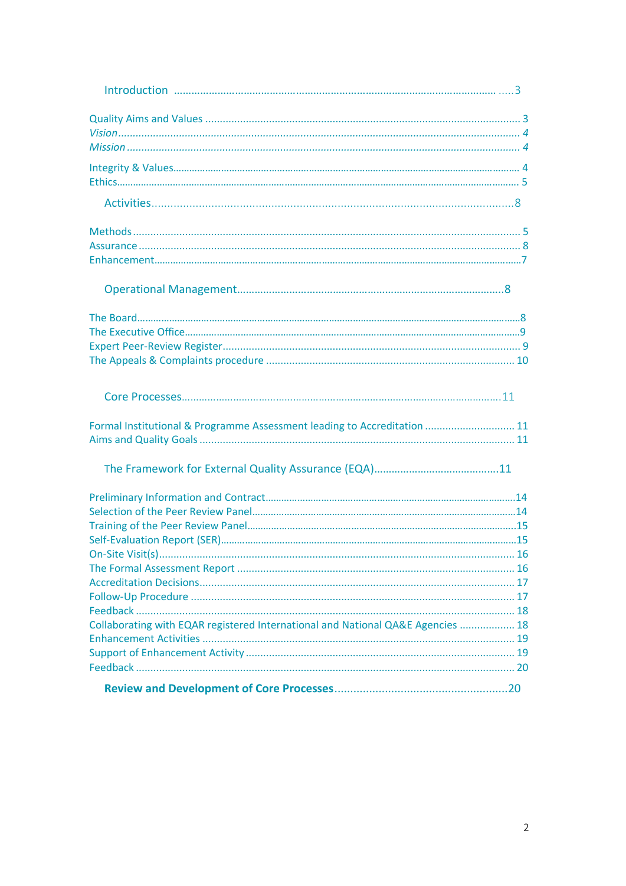Introduction ..... 3

Quality Aims and Values ..... 3
*Vision* ..... *4*
*Mission* ..... *4*

Integrity & Values ..... 4
Ethics ..... 5

Activities ..... 8

Methods ..... 5
Assurance ..... 8
Enhancement ..... 7

Operational Management ..... 8

The Board ..... 8
The Executive Office ..... 9
Expert Peer-Review Register ..... 9
The Appeals & Complaints procedure ..... 10

Core Processes ..... 11

Formal Institutional & Programme Assessment leading to Accreditation ..... 11
Aims and Quality Goals ..... 11

The Framework for External Quality Assurance (EQA) ..... 11

Preliminary Information and Contract ..... 14
Selection of the Peer Review Panel ..... 14
Training of the Peer Review Panel ..... 15
Self-Evaluation Report (SER) ..... 15
On-Site Visit(s) ..... 16
The Formal Assessment Report ..... 16
Accreditation Decisions ..... 17
Follow-Up Procedure ..... 17
Feedback ..... 18
Collaborating with EQAR registered International and National QA&E Agencies ..... 18
Enhancement Activities ..... 19
Support of Enhancement Activity ..... 19
Feedback ..... 20

**Review and Development of Core Processes ..... 20**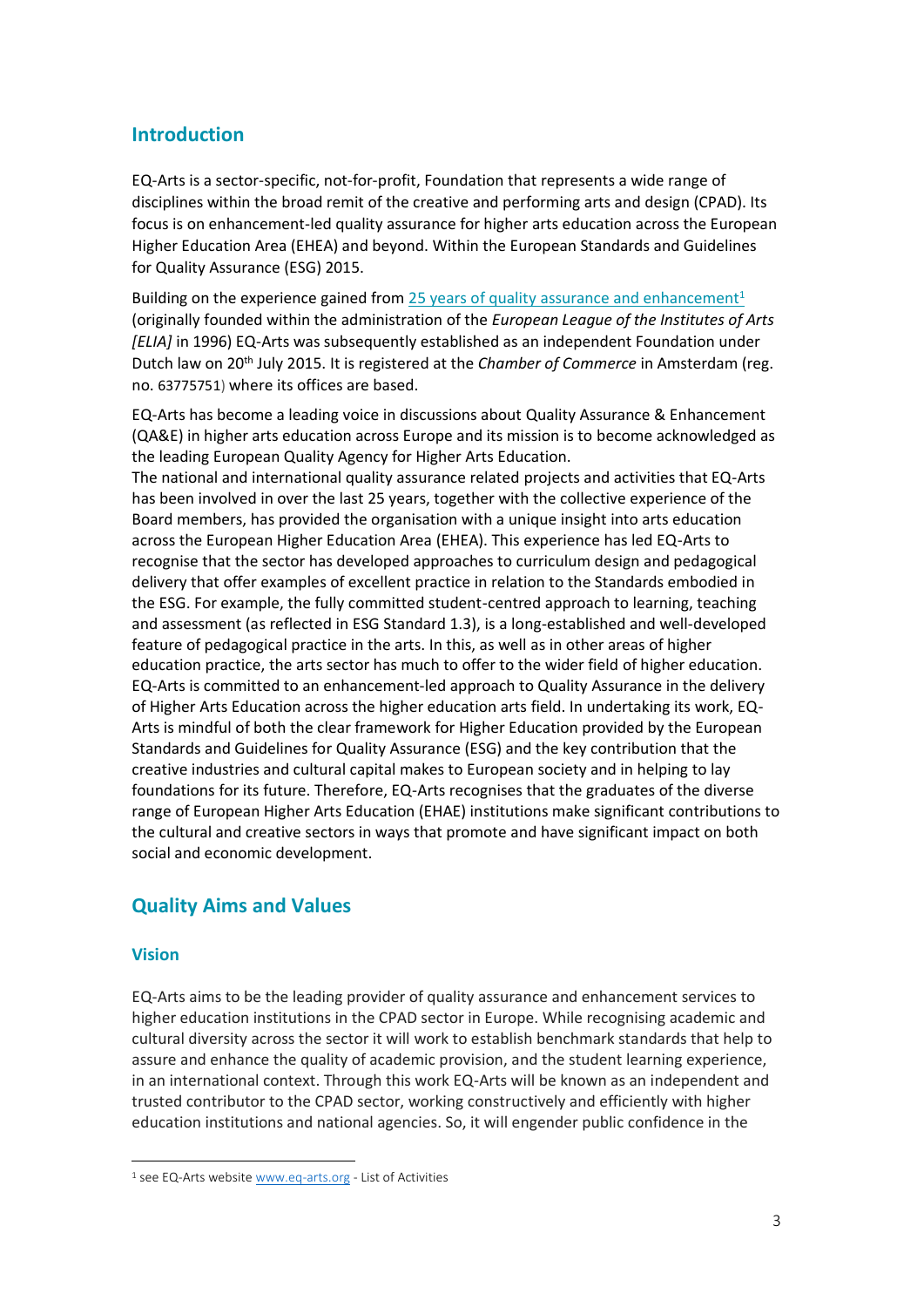## Introduction

EQ-Arts is a sector-specific, not-for-profit, Foundation that represents a wide range of disciplines within the broad remit of the creative and performing arts and design (CPAD). Its focus is on enhancement-led quality assurance for higher arts education across the European Higher Education Area (EHEA) and beyond. Within the European Standards and Guidelines for Quality Assurance (ESG) 2015.

Building on the experience gained from 25 years of quality assurance and enhancement[1] (originally founded within the administration of the *European League of the Institutes of Arts [ELIA]* in 1996) EQ-Arts was subsequently established as an independent Foundation under Dutch law on 20th July 2015. It is registered at the *Chamber of Commerce* in Amsterdam (reg. no. 63775751) where its offices are based.

EQ-Arts has become a leading voice in discussions about Quality Assurance & Enhancement (QA&E) in higher arts education across Europe and its mission is to become acknowledged as the leading European Quality Agency for Higher Arts Education.
The national and international quality assurance related projects and activities that EQ-Arts has been involved in over the last 25 years, together with the collective experience of the Board members, has provided the organisation with a unique insight into arts education across the European Higher Education Area (EHEA). This experience has led EQ-Arts to recognise that the sector has developed approaches to curriculum design and pedagogical delivery that offer examples of excellent practice in relation to the Standards embodied in the ESG. For example, the fully committed student-centred approach to learning, teaching and assessment (as reflected in ESG Standard 1.3), is a long-established and well-developed feature of pedagogical practice in the arts. In this, as well as in other areas of higher education practice, the arts sector has much to offer to the wider field of higher education. EQ-Arts is committed to an enhancement-led approach to Quality Assurance in the delivery of Higher Arts Education across the higher education arts field. In undertaking its work, EQ-Arts is mindful of both the clear framework for Higher Education provided by the European Standards and Guidelines for Quality Assurance (ESG) and the key contribution that the creative industries and cultural capital makes to European society and in helping to lay foundations for its future. Therefore, EQ-Arts recognises that the graduates of the diverse range of European Higher Arts Education (EHAE) institutions make significant contributions to the cultural and creative sectors in ways that promote and have significant impact on both social and economic development.

## Quality Aims and Values

### Vision

EQ-Arts aims to be the leading provider of quality assurance and enhancement services to higher education institutions in the CPAD sector in Europe. While recognising academic and cultural diversity across the sector it will work to establish benchmark standards that help to assure and enhance the quality of academic provision, and the student learning experience, in an international context. Through this work EQ-Arts will be known as an independent and trusted contributor to the CPAD sector, working constructively and efficiently with higher education institutions and national agencies. So, it will engender public confidence in the

[1] see EQ-Arts website www.eq-arts.org - List of Activities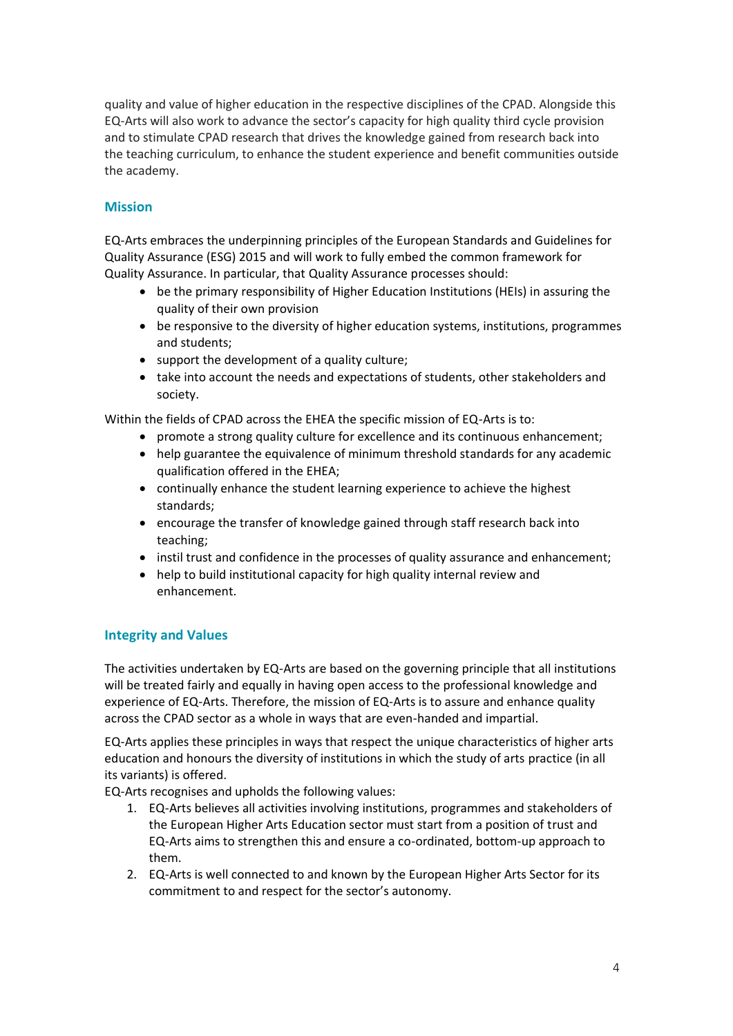quality and value of higher education in the respective disciplines of the CPAD. Alongside this EQ-Arts will also work to advance the sector's capacity for high quality third cycle provision and to stimulate CPAD research that drives the knowledge gained from research back into the teaching curriculum, to enhance the student experience and benefit communities outside the academy.

## Mission

EQ-Arts embraces the underpinning principles of the European Standards and Guidelines for Quality Assurance (ESG) 2015 and will work to fully embed the common framework for Quality Assurance. In particular, that Quality Assurance processes should:

- be the primary responsibility of Higher Education Institutions (HEIs) in assuring the quality of their own provision
- be responsive to the diversity of higher education systems, institutions, programmes and students;
- support the development of a quality culture;
- take into account the needs and expectations of students, other stakeholders and society.

Within the fields of CPAD across the EHEA the specific mission of EQ-Arts is to:

- promote a strong quality culture for excellence and its continuous enhancement;
- help guarantee the equivalence of minimum threshold standards for any academic qualification offered in the EHEA;
- continually enhance the student learning experience to achieve the highest standards;
- encourage the transfer of knowledge gained through staff research back into teaching;
- instil trust and confidence in the processes of quality assurance and enhancement;
- help to build institutional capacity for high quality internal review and enhancement.

## Integrity and Values

The activities undertaken by EQ-Arts are based on the governing principle that all institutions will be treated fairly and equally in having open access to the professional knowledge and experience of EQ-Arts. Therefore, the mission of EQ-Arts is to assure and enhance quality across the CPAD sector as a whole in ways that are even-handed and impartial.

EQ-Arts applies these principles in ways that respect the unique characteristics of higher arts education and honours the diversity of institutions in which the study of arts practice (in all its variants) is offered.

EQ-Arts recognises and upholds the following values:

1. EQ-Arts believes all activities involving institutions, programmes and stakeholders of the European Higher Arts Education sector must start from a position of trust and EQ-Arts aims to strengthen this and ensure a co-ordinated, bottom-up approach to them.
2. EQ-Arts is well connected to and known by the European Higher Arts Sector for its commitment to and respect for the sector's autonomy.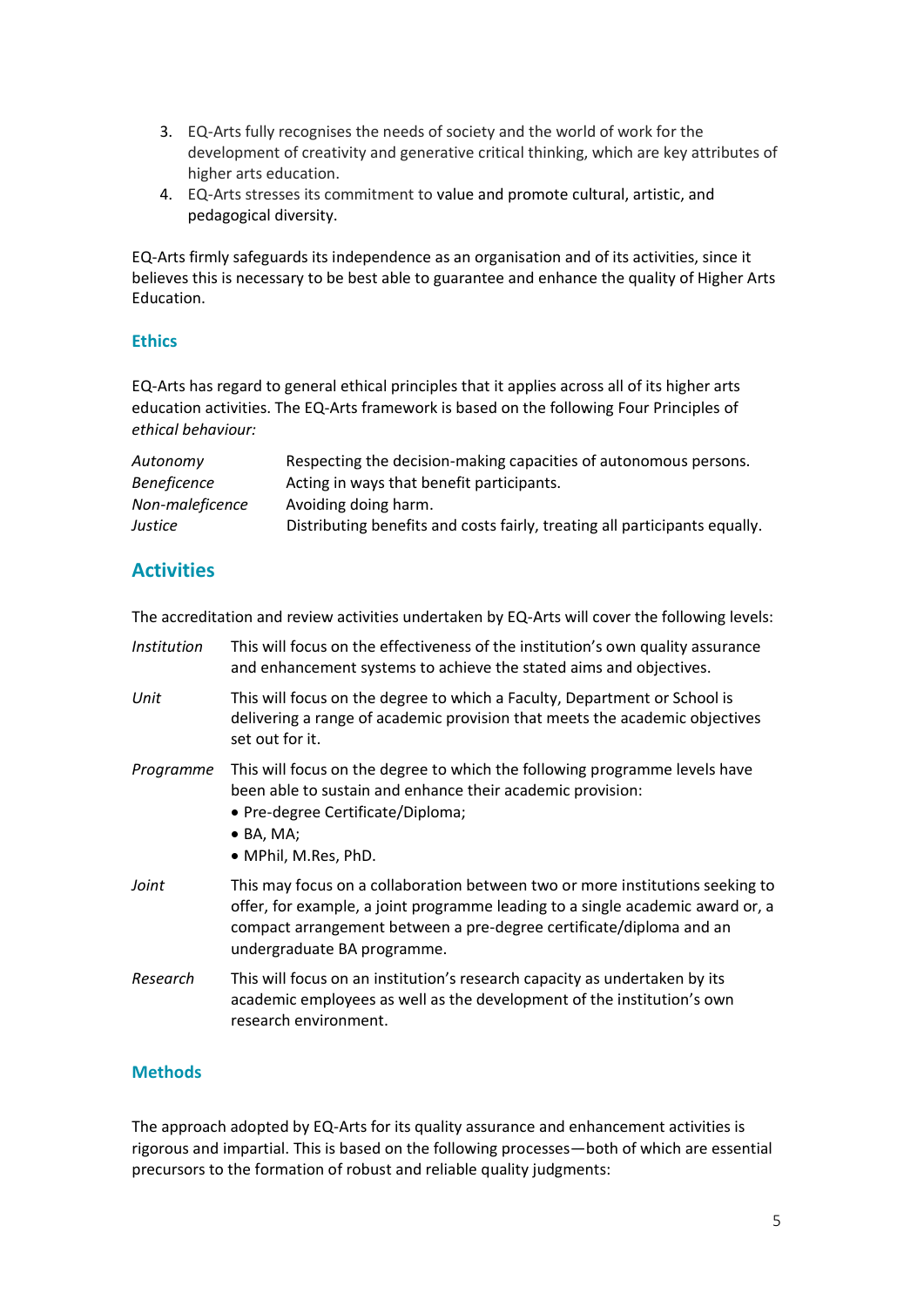3. EQ-Arts fully recognises the needs of society and the world of work for the development of creativity and generative critical thinking, which are key attributes of higher arts education.
4. EQ-Arts stresses its commitment to value and promote cultural, artistic, and pedagogical diversity.

EQ-Arts firmly safeguards its independence as an organisation and of its activities, since it believes this is necessary to be best able to guarantee and enhance the quality of Higher Arts Education.

### Ethics

EQ-Arts has regard to general ethical principles that it applies across all of its higher arts education activities. The EQ-Arts framework is based on the following Four Principles of *ethical behaviour:*

| | |
|---|---|
| *Autonomy* | Respecting the decision-making capacities of autonomous persons. |
| *Beneficence* | Acting in ways that benefit participants. |
| *Non-maleficence* | Avoiding doing harm. |
| *Justice* | Distributing benefits and costs fairly, treating all participants equally. |

## Activities

The accreditation and review activities undertaken by EQ-Arts will cover the following levels:

| | |
|---|---|
| *Institution* | This will focus on the effectiveness of the institution's own quality assurance and enhancement systems to achieve the stated aims and objectives. |
| *Unit* | This will focus on the degree to which a Faculty, Department or School is delivering a range of academic provision that meets the academic objectives set out for it. |
| *Programme* | This will focus on the degree to which the following programme levels have been able to sustain and enhance their academic provision:<br>• Pre-degree Certificate/Diploma;<br>• BA, MA;<br>• MPhil, M.Res, PhD. |
| *Joint* | This may focus on a collaboration between two or more institutions seeking to offer, for example, a joint programme leading to a single academic award or, a compact arrangement between a pre-degree certificate/diploma and an undergraduate BA programme. |
| *Research* | This will focus on an institution's research capacity as undertaken by its academic employees as well as the development of the institution's own research environment. |

### Methods

The approach adopted by EQ-Arts for its quality assurance and enhancement activities is rigorous and impartial. This is based on the following processes—both of which are essential precursors to the formation of robust and reliable quality judgments: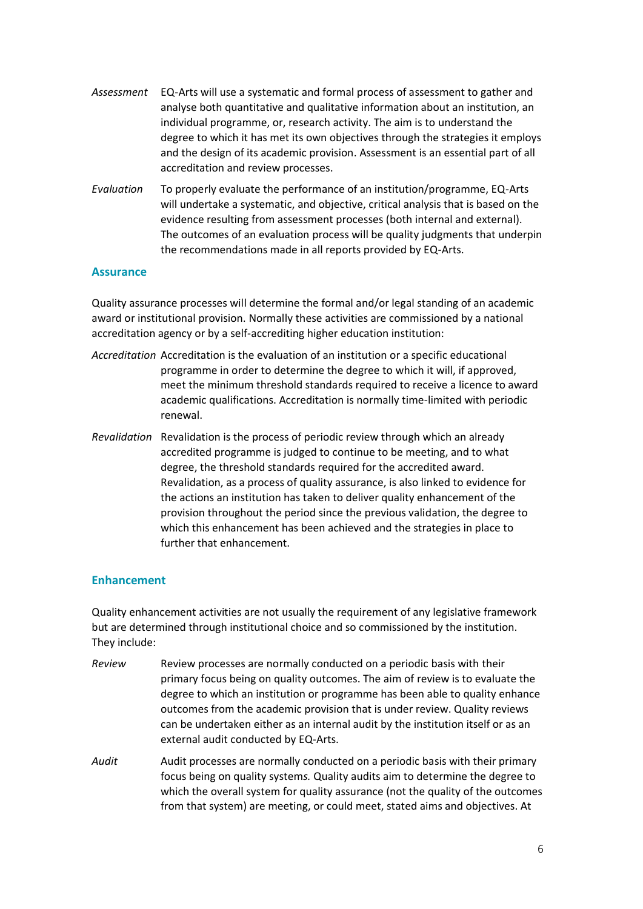*Assessment* EQ-Arts will use a systematic and formal process of assessment to gather and analyse both quantitative and qualitative information about an institution, an individual programme, or, research activity. The aim is to understand the degree to which it has met its own objectives through the strategies it employs and the design of its academic provision. Assessment is an essential part of all accreditation and review processes.

*Evaluation* To properly evaluate the performance of an institution/programme, EQ-Arts will undertake a systematic, and objective, critical analysis that is based on the evidence resulting from assessment processes (both internal and external). The outcomes of an evaluation process will be quality judgments that underpin the recommendations made in all reports provided by EQ-Arts.

### Assurance

Quality assurance processes will determine the formal and/or legal standing of an academic award or institutional provision. Normally these activities are commissioned by a national accreditation agency or by a self-accrediting higher education institution:

*Accreditation* Accreditation is the evaluation of an institution or a specific educational programme in order to determine the degree to which it will, if approved, meet the minimum threshold standards required to receive a licence to award academic qualifications. Accreditation is normally time-limited with periodic renewal.

*Revalidation* Revalidation is the process of periodic review through which an already accredited programme is judged to continue to be meeting, and to what degree, the threshold standards required for the accredited award. Revalidation, as a process of quality assurance, is also linked to evidence for the actions an institution has taken to deliver quality enhancement of the provision throughout the period since the previous validation, the degree to which this enhancement has been achieved and the strategies in place to further that enhancement.

### Enhancement

Quality enhancement activities are not usually the requirement of any legislative framework but are determined through institutional choice and so commissioned by the institution. They include:

*Review* Review processes are normally conducted on a periodic basis with their primary focus being on quality outcomes. The aim of review is to evaluate the degree to which an institution or programme has been able to quality enhance outcomes from the academic provision that is under review. Quality reviews can be undertaken either as an internal audit by the institution itself or as an external audit conducted by EQ-Arts.

*Audit* Audit processes are normally conducted on a periodic basis with their primary focus being on quality systems*.* Quality audits aim to determine the degree to which the overall system for quality assurance (not the quality of the outcomes from that system) are meeting, or could meet, stated aims and objectives. At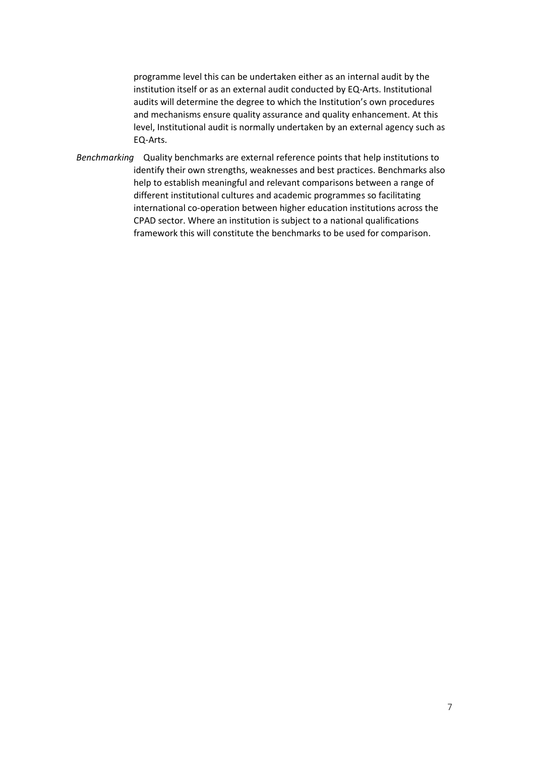programme level this can be undertaken either as an internal audit by the institution itself or as an external audit conducted by EQ-Arts. Institutional audits will determine the degree to which the Institution's own procedures and mechanisms ensure quality assurance and quality enhancement. At this level, Institutional audit is normally undertaken by an external agency such as EQ-Arts.

*Benchmarking* Quality benchmarks are external reference points that help institutions to identify their own strengths, weaknesses and best practices. Benchmarks also help to establish meaningful and relevant comparisons between a range of different institutional cultures and academic programmes so facilitating international co-operation between higher education institutions across the CPAD sector. Where an institution is subject to a national qualifications framework this will constitute the benchmarks to be used for comparison.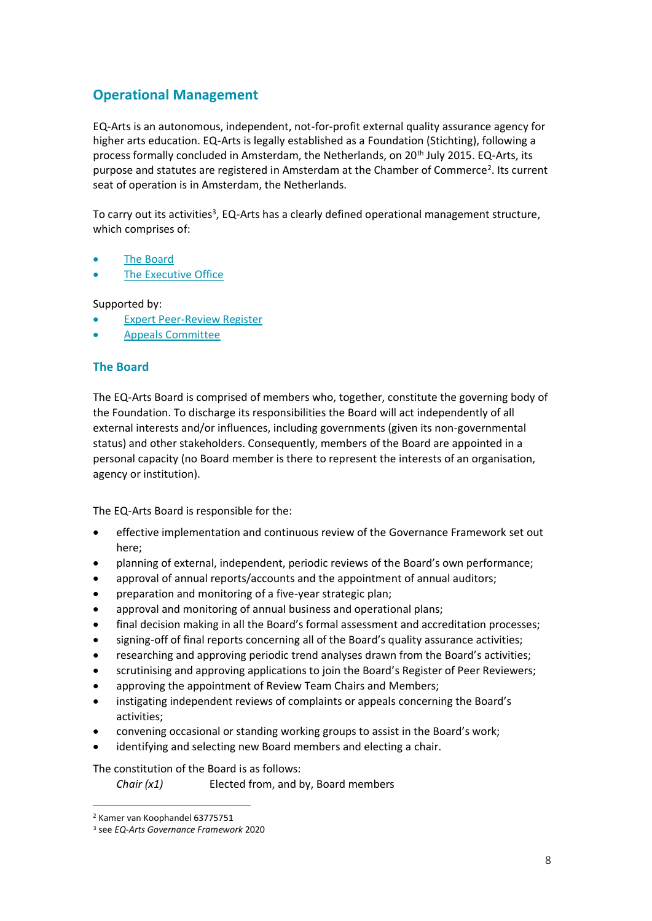## Operational Management

EQ-Arts is an autonomous, independent, not-for-profit external quality assurance agency for higher arts education. EQ-Arts is legally established as a Foundation (Stichting), following a process formally concluded in Amsterdam, the Netherlands, on 20th July 2015. EQ-Arts, its purpose and statutes are registered in Amsterdam at the Chamber of Commerce[2]. Its current seat of operation is in Amsterdam, the Netherlands.

To carry out its activities[3], EQ-Arts has a clearly defined operational management structure, which comprises of:

- The Board
- The Executive Office

Supported by:

- Expert Peer-Review Register
- Appeals Committee

### The Board

The EQ-Arts Board is comprised of members who, together, constitute the governing body of the Foundation. To discharge its responsibilities the Board will act independently of all external interests and/or influences, including governments (given its non-governmental status) and other stakeholders. Consequently, members of the Board are appointed in a personal capacity (no Board member is there to represent the interests of an organisation, agency or institution).

The EQ-Arts Board is responsible for the:

- effective implementation and continuous review of the Governance Framework set out here;
- planning of external, independent, periodic reviews of the Board's own performance;
- approval of annual reports/accounts and the appointment of annual auditors;
- preparation and monitoring of a five-year strategic plan;
- approval and monitoring of annual business and operational plans;
- final decision making in all the Board's formal assessment and accreditation processes;
- signing-off of final reports concerning all of the Board's quality assurance activities;
- researching and approving periodic trend analyses drawn from the Board's activities;
- scrutinising and approving applications to join the Board's Register of Peer Reviewers;
- approving the appointment of Review Team Chairs and Members;
- instigating independent reviews of complaints or appeals concerning the Board's activities;
- convening occasional or standing working groups to assist in the Board's work;
- identifying and selecting new Board members and electing a chair.

The constitution of the Board is as follows:

*Chair (x1)* Elected from, and by, Board members

[2] Kamer van Koophandel 63775751

[3] see *EQ-Arts Governance Framework* 2020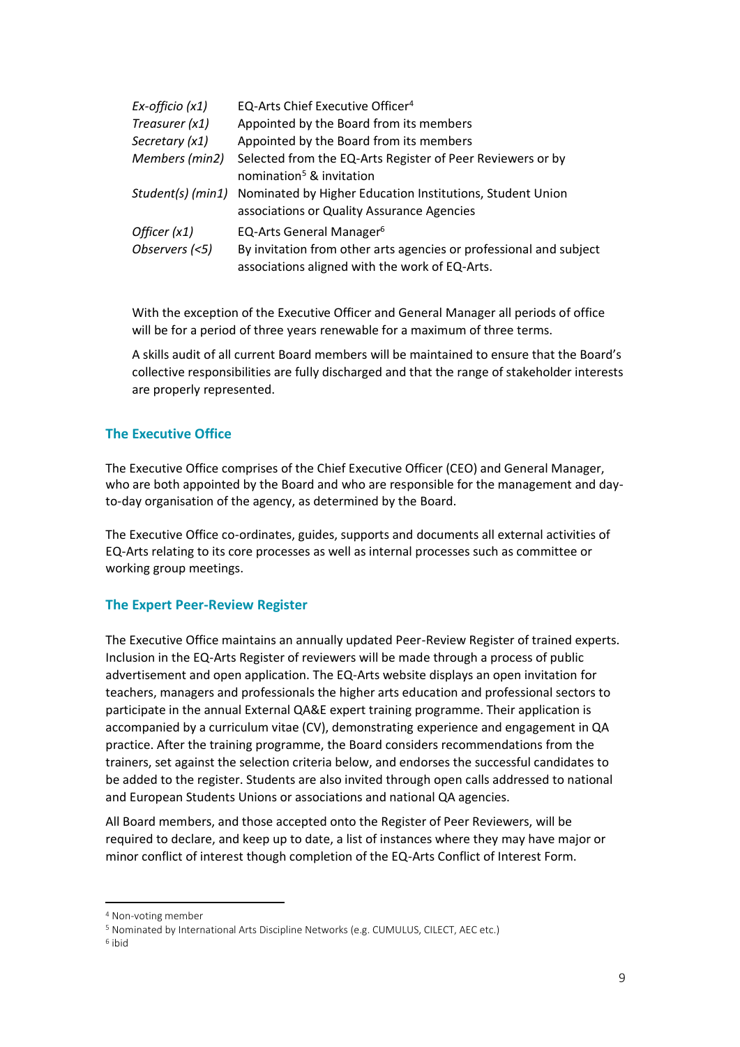| | |
|---|---|
| *Ex-officio (x1)* | EQ-Arts Chief Executive Officer[4] |
| *Treasurer (x1)* | Appointed by the Board from its members |
| *Secretary (x1)* | Appointed by the Board from its members |
| *Members (min2)* | Selected from the EQ-Arts Register of Peer Reviewers or by nomination[5] & invitation |
| *Student(s) (min1)* | Nominated by Higher Education Institutions, Student Union associations or Quality Assurance Agencies |
| *Officer (x1)* | EQ-Arts General Manager[6] |
| *Observers (<5)* | By invitation from other arts agencies or professional and subject associations aligned with the work of EQ-Arts. |

With the exception of the Executive Officer and General Manager all periods of office will be for a period of three years renewable for a maximum of three terms.

A skills audit of all current Board members will be maintained to ensure that the Board's collective responsibilities are fully discharged and that the range of stakeholder interests are properly represented.

## The Executive Office

The Executive Office comprises of the Chief Executive Officer (CEO) and General Manager, who are both appointed by the Board and who are responsible for the management and day-to-day organisation of the agency, as determined by the Board.

The Executive Office co-ordinates, guides, supports and documents all external activities of EQ-Arts relating to its core processes as well as internal processes such as committee or working group meetings.

## The Expert Peer-Review Register

The Executive Office maintains an annually updated Peer-Review Register of trained experts. Inclusion in the EQ-Arts Register of reviewers will be made through a process of public advertisement and open application. The EQ-Arts website displays an open invitation for teachers, managers and professionals the higher arts education and professional sectors to participate in the annual External QA&E expert training programme. Their application is accompanied by a curriculum vitae (CV), demonstrating experience and engagement in QA practice. After the training programme, the Board considers recommendations from the trainers, set against the selection criteria below, and endorses the successful candidates to be added to the register. Students are also invited through open calls addressed to national and European Students Unions or associations and national QA agencies.

All Board members, and those accepted onto the Register of Peer Reviewers, will be required to declare, and keep up to date, a list of instances where they may have major or minor conflict of interest though completion of the EQ-Arts Conflict of Interest Form.

---

[4] Non-voting member

[5] Nominated by International Arts Discipline Networks (e.g. CUMULUS, CILECT, AEC etc.)

[6] ibid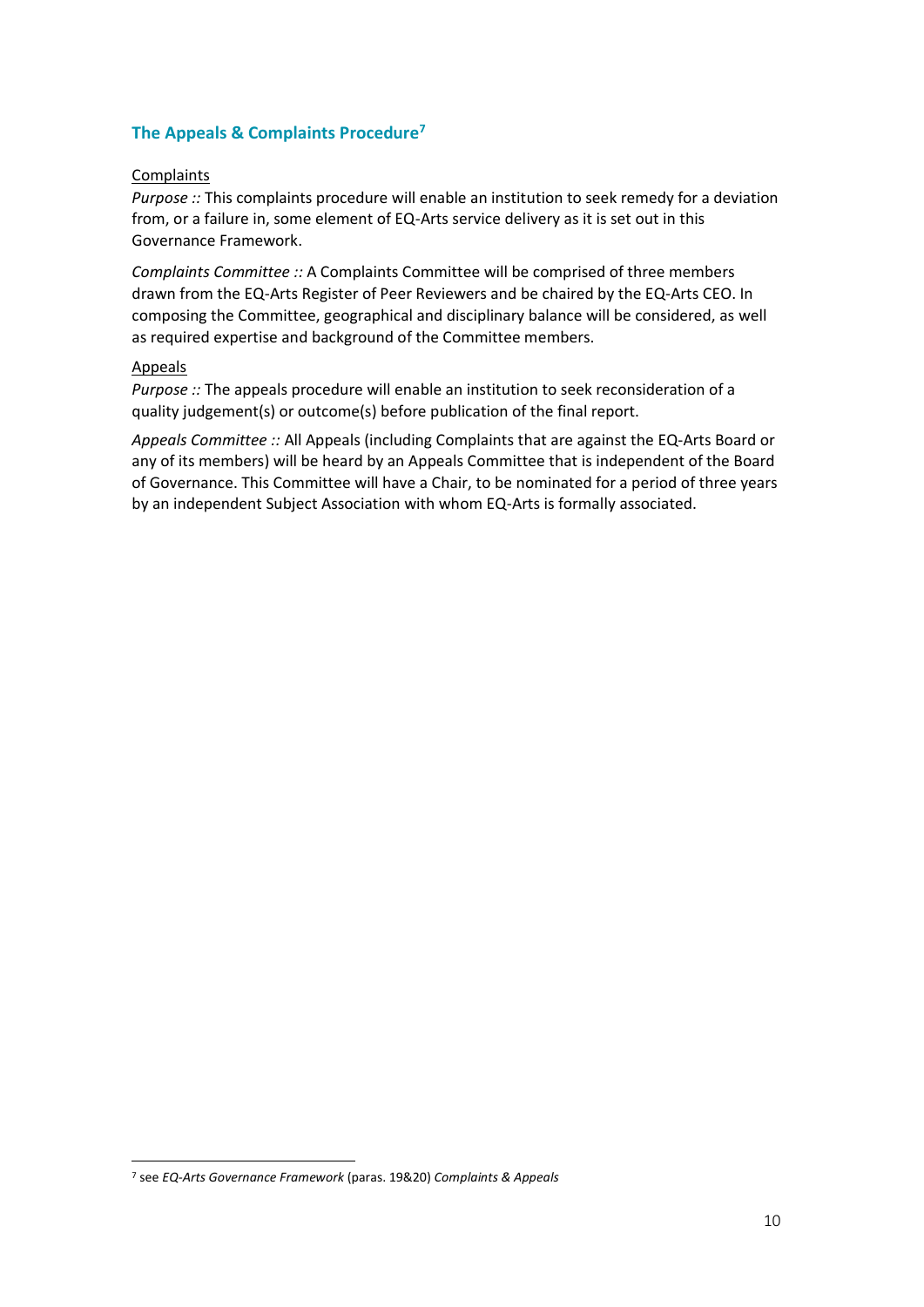### The Appeals & Complaints Procedure[7]

Complaints

*Purpose ::* This complaints procedure will enable an institution to seek remedy for a deviation from, or a failure in, some element of EQ-Arts service delivery as it is set out in this Governance Framework.

*Complaints Committee ::* A Complaints Committee will be comprised of three members drawn from the EQ-Arts Register of Peer Reviewers and be chaired by the EQ-Arts CEO. In composing the Committee, geographical and disciplinary balance will be considered, as well as required expertise and background of the Committee members.

Appeals

*Purpose ::* The appeals procedure will enable an institution to seek reconsideration of a quality judgement(s) or outcome(s) before publication of the final report.

*Appeals Committee ::* All Appeals (including Complaints that are against the EQ-Arts Board or any of its members) will be heard by an Appeals Committee that is independent of the Board of Governance. This Committee will have a Chair, to be nominated for a period of three years by an independent Subject Association with whom EQ-Arts is formally associated.

---

[7] see *EQ-Arts Governance Framework* (paras. 19&20) *Complaints & Appeals*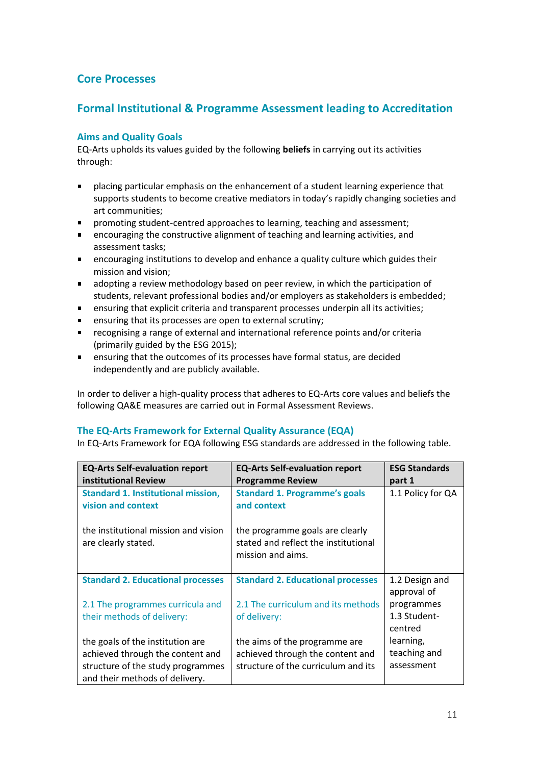## Core Processes

## Formal Institutional & Programme Assessment leading to Accreditation

### Aims and Quality Goals

EQ-Arts upholds its values guided by the following **beliefs** in carrying out its activities through:

- placing particular emphasis on the enhancement of a student learning experience that supports students to become creative mediators in today's rapidly changing societies and art communities;
- promoting student-centred approaches to learning, teaching and assessment;
- encouraging the constructive alignment of teaching and learning activities, and assessment tasks;
- encouraging institutions to develop and enhance a quality culture which guides their mission and vision;
- adopting a review methodology based on peer review, in which the participation of students, relevant professional bodies and/or employers as stakeholders is embedded;
- ensuring that explicit criteria and transparent processes underpin all its activities;
- ensuring that its processes are open to external scrutiny;
- recognising a range of external and international reference points and/or criteria (primarily guided by the ESG 2015);
- ensuring that the outcomes of its processes have formal status, are decided independently and are publicly available.

In order to deliver a high-quality process that adheres to EQ-Arts core values and beliefs the following QA&E measures are carried out in Formal Assessment Reviews.

### The EQ-Arts Framework for External Quality Assurance (EQA)

In EQ-Arts Framework for EQA following ESG standards are addressed in the following table.

| EQ-Arts Self-evaluation report institutional Review | EQ-Arts Self-evaluation report Programme Review | ESG Standards part 1 |
|---|---|---|
| **Standard 1. Institutional mission, vision and context**<br><br>the institutional mission and vision are clearly stated. | **Standard 1. Programme's goals and context**<br><br>the programme goals are clearly stated and reflect the institutional mission and aims. | 1.1 Policy for QA |
| **Standard 2. Educational processes**<br><br>2.1 The programmes curricula and their methods of delivery:<br><br>the goals of the institution are achieved through the content and structure of the study programmes and their methods of delivery. | **Standard 2. Educational processes**<br><br>2.1 The curriculum and its methods of delivery:<br><br>the aims of the programme are achieved through the content and structure of the curriculum and its | 1.2 Design and approval of programmes<br>1.3 Student-centred learning, teaching and assessment |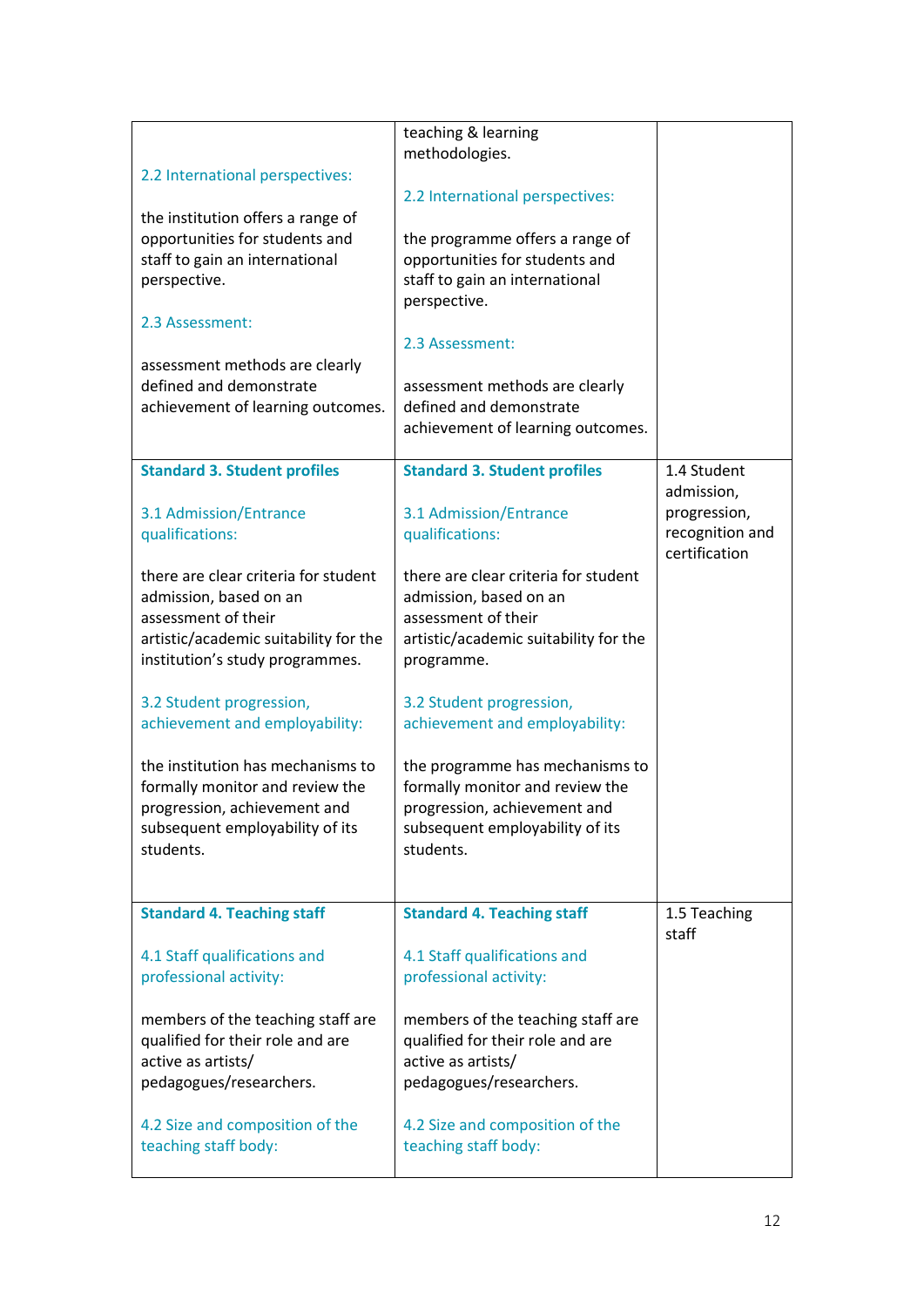|  |  |  |
|---|---|---|
| 2.2 International perspectives:<br><br>the institution offers a range of opportunities for students and staff to gain an international perspective.<br><br>2.3 Assessment:<br><br>assessment methods are clearly defined and demonstrate achievement of learning outcomes. | teaching & learning methodologies.<br><br>2.2 International perspectives:<br><br>the programme offers a range of opportunities for students and staff to gain an international perspective.<br><br>2.3 Assessment:<br><br>assessment methods are clearly defined and demonstrate achievement of learning outcomes. | |
| **Standard 3. Student profiles**<br><br>3.1 Admission/Entrance qualifications:<br><br>there are clear criteria for student admission, based on an assessment of their artistic/academic suitability for the institution's study programmes.<br><br>3.2 Student progression, achievement and employability:<br><br>the institution has mechanisms to formally monitor and review the progression, achievement and subsequent employability of its students. | **Standard 3. Student profiles**<br><br>3.1 Admission/Entrance qualifications:<br><br>there are clear criteria for student admission, based on an assessment of their artistic/academic suitability for the programme.<br><br>3.2 Student progression, achievement and employability:<br><br>the programme has mechanisms to formally monitor and review the progression, achievement and subsequent employability of its students. | 1.4 Student admission, progression, recognition and certification |
| **Standard 4. Teaching staff**<br><br>4.1 Staff qualifications and professional activity:<br><br>members of the teaching staff are qualified for their role and are active as artists/ pedagogues/researchers.<br><br>4.2 Size and composition of the teaching staff body: | **Standard 4. Teaching staff**<br><br>4.1 Staff qualifications and professional activity:<br><br>members of the teaching staff are qualified for their role and are active as artists/ pedagogues/researchers.<br><br>4.2 Size and composition of the teaching staff body: | 1.5 Teaching staff |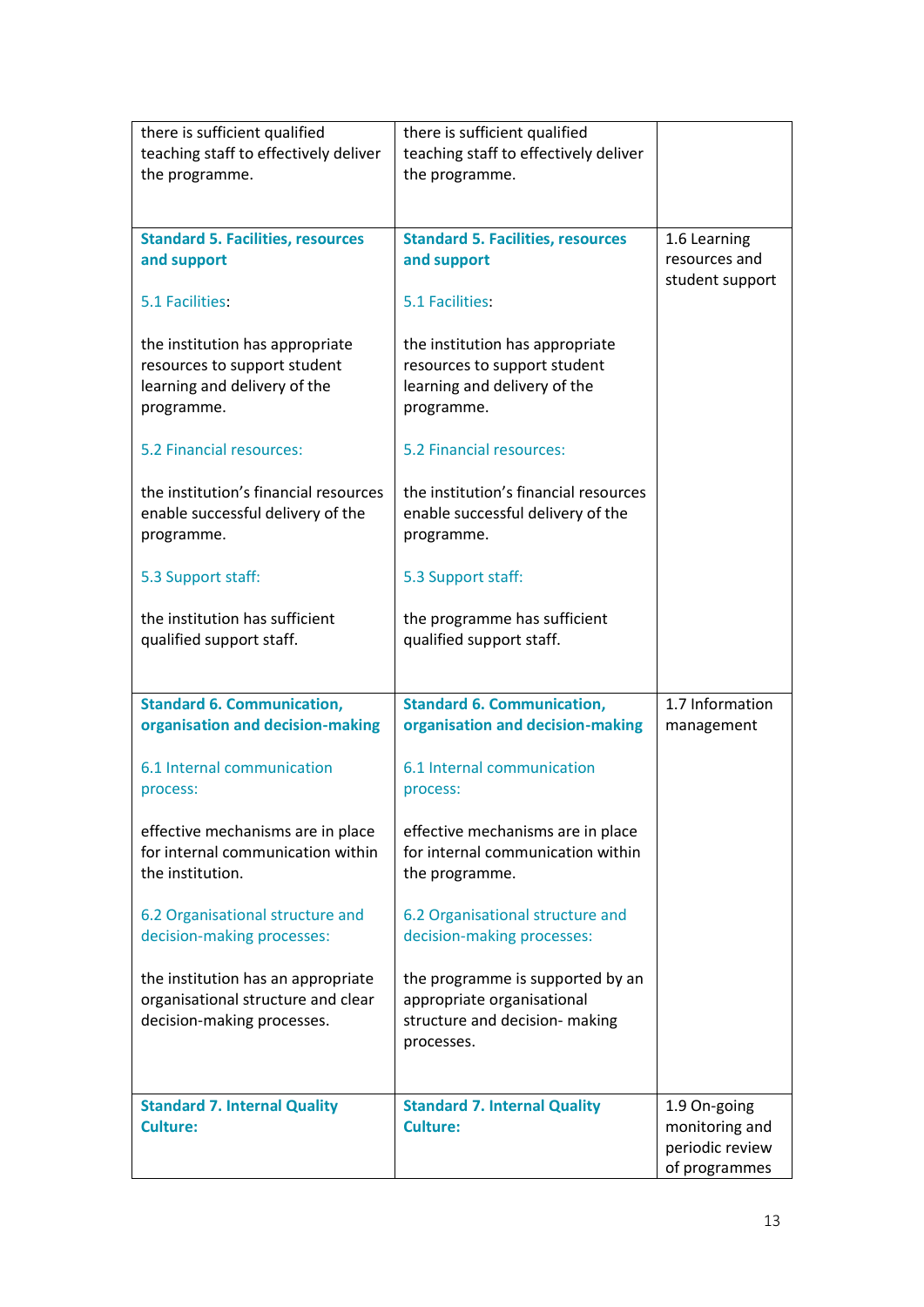| | | |
|---|---|---|
| there is sufficient qualified teaching staff to effectively deliver the programme. | there is sufficient qualified teaching staff to effectively deliver the programme. | |
| **Standard 5. Facilities, resources and support**<br><br>5.1 Facilities:<br><br>the institution has appropriate resources to support student learning and delivery of the programme.<br><br>5.2 Financial resources:<br><br>the institution's financial resources enable successful delivery of the programme.<br><br>5.3 Support staff:<br><br>the institution has sufficient qualified support staff. | **Standard 5. Facilities, resources and support**<br><br>5.1 Facilities:<br><br>the institution has appropriate resources to support student learning and delivery of the programme.<br><br>5.2 Financial resources:<br><br>the institution's financial resources enable successful delivery of the programme.<br><br>5.3 Support staff:<br><br>the programme has sufficient qualified support staff. | 1.6 Learning resources and student support |
| **Standard 6. Communication, organisation and decision-making**<br><br>6.1 Internal communication process:<br><br>effective mechanisms are in place for internal communication within the institution.<br><br>6.2 Organisational structure and decision-making processes:<br><br>the institution has an appropriate organisational structure and clear decision-making processes. | **Standard 6. Communication, organisation and decision-making**<br><br>6.1 Internal communication process:<br><br>effective mechanisms are in place for internal communication within the programme.<br><br>6.2 Organisational structure and decision-making processes:<br><br>the programme is supported by an appropriate organisational structure and decision- making processes. | 1.7 Information management |
| **Standard 7. Internal Quality Culture:** | **Standard 7. Internal Quality Culture:** | 1.9 On-going monitoring and periodic review of programmes |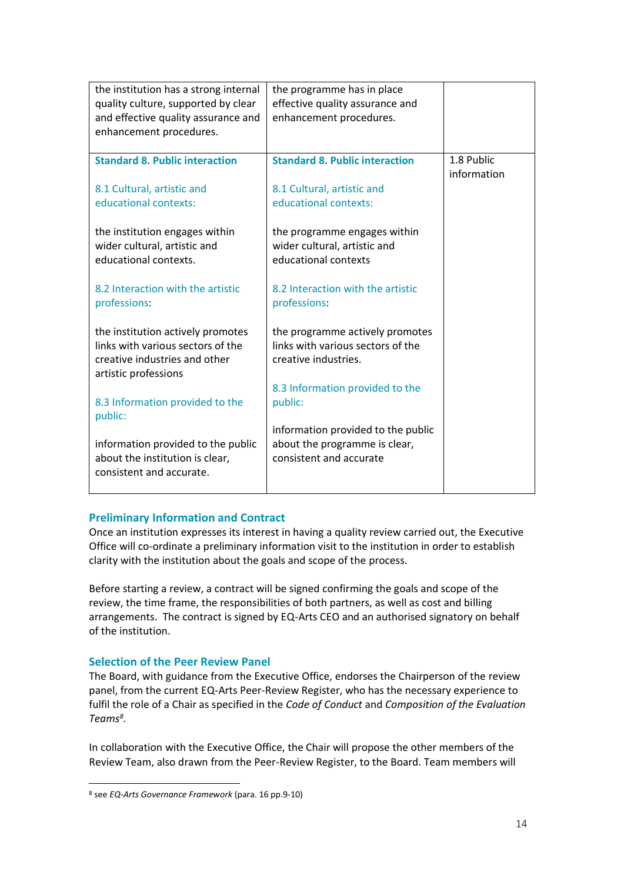| | | |
|---|---|---|
| the institution has a strong internal quality culture, supported by clear and effective quality assurance and enhancement procedures. | the programme has in place effective quality assurance and enhancement procedures. | |
| **Standard 8. Public interaction**<br><br>8.1 Cultural, artistic and educational contexts:<br><br>the institution engages within wider cultural, artistic and educational contexts.<br><br>8.2 Interaction with the artistic professions:<br><br>the institution actively promotes links with various sectors of the creative industries and other artistic professions<br><br>8.3 Information provided to the public:<br><br>information provided to the public about the institution is clear, consistent and accurate. | **Standard 8. Public interaction**<br><br>8.1 Cultural, artistic and educational contexts:<br><br>the programme engages within wider cultural, artistic and educational contexts<br><br>8.2 Interaction with the artistic professions:<br><br>the programme actively promotes links with various sectors of the creative industries.<br><br>8.3 Information provided to the public:<br><br>information provided to the public about the programme is clear, consistent and accurate | 1.8 Public information |

### Preliminary Information and Contract

Once an institution expresses its interest in having a quality review carried out, the Executive Office will co-ordinate a preliminary information visit to the institution in order to establish clarity with the institution about the goals and scope of the process.

Before starting a review, a contract will be signed confirming the goals and scope of the review, the time frame, the responsibilities of both partners, as well as cost and billing arrangements. The contract is signed by EQ-Arts CEO and an authorised signatory on behalf of the institution.

### Selection of the Peer Review Panel

The Board, with guidance from the Executive Office, endorses the Chairperson of the review panel, from the current EQ-Arts Peer-Review Register, who has the necessary experience to fulfil the role of a Chair as specified in the *Code of Conduct* and *Composition of the Evaluation Teams*[8].

In collaboration with the Executive Office, the Chair will propose the other members of the Review Team, also drawn from the Peer-Review Register, to the Board. Team members will

[8] see *EQ-Arts Governance Framework* (para. 16 pp.9-10)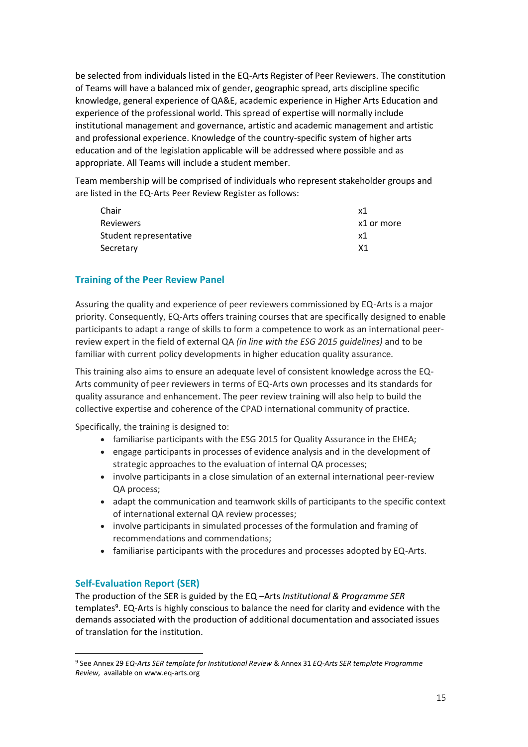be selected from individuals listed in the EQ-Arts Register of Peer Reviewers. The constitution of Teams will have a balanced mix of gender, geographic spread, arts discipline specific knowledge, general experience of QA&E, academic experience in Higher Arts Education and experience of the professional world. This spread of expertise will normally include institutional management and governance, artistic and academic management and artistic and professional experience. Knowledge of the country-specific system of higher arts education and of the legislation applicable will be addressed where possible and as appropriate. All Teams will include a student member.

Team membership will be comprised of individuals who represent stakeholder groups and are listed in the EQ-Arts Peer Review Register as follows:

| | |
|---|---|
| Chair | x1 |
| Reviewers | x1 or more |
| Student representative | x1 |
| Secretary | X1 |

## Training of the Peer Review Panel

Assuring the quality and experience of peer reviewers commissioned by EQ-Arts is a major priority. Consequently, EQ-Arts offers training courses that are specifically designed to enable participants to adapt a range of skills to form a competence to work as an international peer-review expert in the field of external QA *(in line with the ESG 2015 guidelines)* and to be familiar with current policy developments in higher education quality assurance.

This training also aims to ensure an adequate level of consistent knowledge across the EQ-Arts community of peer reviewers in terms of EQ-Arts own processes and its standards for quality assurance and enhancement. The peer review training will also help to build the collective expertise and coherence of the CPAD international community of practice.

Specifically, the training is designed to:

- familiarise participants with the ESG 2015 for Quality Assurance in the EHEA;
- engage participants in processes of evidence analysis and in the development of strategic approaches to the evaluation of internal QA processes;
- involve participants in a close simulation of an external international peer-review QA process;
- adapt the communication and teamwork skills of participants to the specific context of international external QA review processes;
- involve participants in simulated processes of the formulation and framing of recommendations and commendations;
- familiarise participants with the procedures and processes adopted by EQ-Arts.

## Self-Evaluation Report (SER)

The production of the SER is guided by the EQ –Arts *Institutional & Programme SER* templates[9]. EQ-Arts is highly conscious to balance the need for clarity and evidence with the demands associated with the production of additional documentation and associated issues of translation for the institution.

[9] See Annex 29 *EQ-Arts SER template for Institutional Review* & Annex 31 *EQ-Arts SER template Programme Review,* available on www.eq-arts.org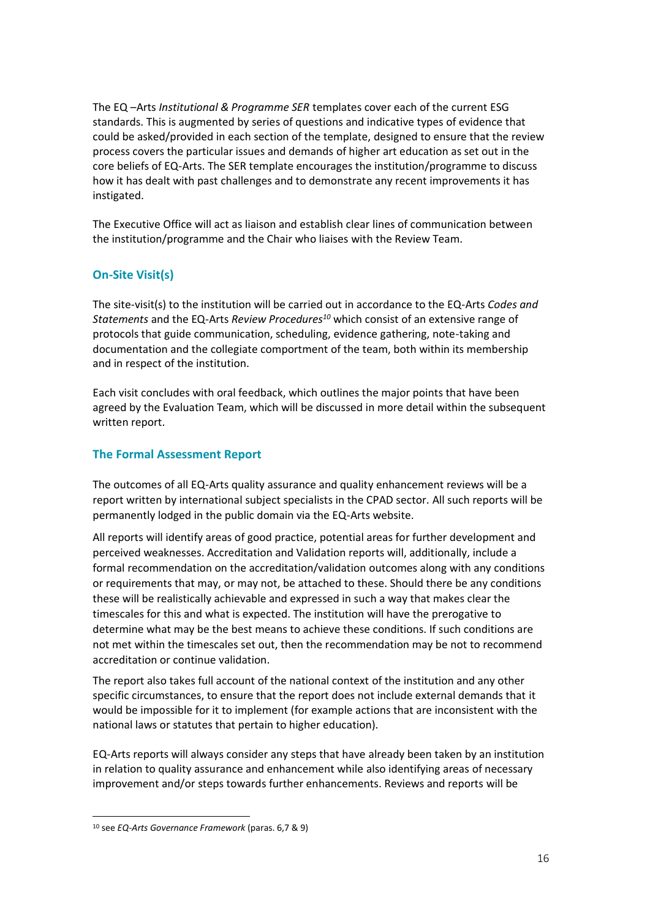The EQ –Arts *Institutional & Programme SER* templates cover each of the current ESG standards. This is augmented by series of questions and indicative types of evidence that could be asked/provided in each section of the template, designed to ensure that the review process covers the particular issues and demands of higher art education as set out in the core beliefs of EQ-Arts. The SER template encourages the institution/programme to discuss how it has dealt with past challenges and to demonstrate any recent improvements it has instigated.

The Executive Office will act as liaison and establish clear lines of communication between the institution/programme and the Chair who liaises with the Review Team.

### On-Site Visit(s)

The site-visit(s) to the institution will be carried out in accordance to the EQ-Arts *Codes and Statements* and the EQ-Arts *Review Procedures*[10] which consist of an extensive range of protocols that guide communication, scheduling, evidence gathering, note-taking and documentation and the collegiate comportment of the team, both within its membership and in respect of the institution.

Each visit concludes with oral feedback, which outlines the major points that have been agreed by the Evaluation Team, which will be discussed in more detail within the subsequent written report.

### The Formal Assessment Report

The outcomes of all EQ-Arts quality assurance and quality enhancement reviews will be a report written by international subject specialists in the CPAD sector. All such reports will be permanently lodged in the public domain via the EQ-Arts website.

All reports will identify areas of good practice, potential areas for further development and perceived weaknesses. Accreditation and Validation reports will, additionally, include a formal recommendation on the accreditation/validation outcomes along with any conditions or requirements that may, or may not, be attached to these. Should there be any conditions these will be realistically achievable and expressed in such a way that makes clear the timescales for this and what is expected. The institution will have the prerogative to determine what may be the best means to achieve these conditions. If such conditions are not met within the timescales set out, then the recommendation may be not to recommend accreditation or continue validation.

The report also takes full account of the national context of the institution and any other specific circumstances, to ensure that the report does not include external demands that it would be impossible for it to implement (for example actions that are inconsistent with the national laws or statutes that pertain to higher education).

EQ-Arts reports will always consider any steps that have already been taken by an institution in relation to quality assurance and enhancement while also identifying areas of necessary improvement and/or steps towards further enhancements. Reviews and reports will be

---

[10] see *EQ-Arts Governance Framework* (paras. 6,7 & 9)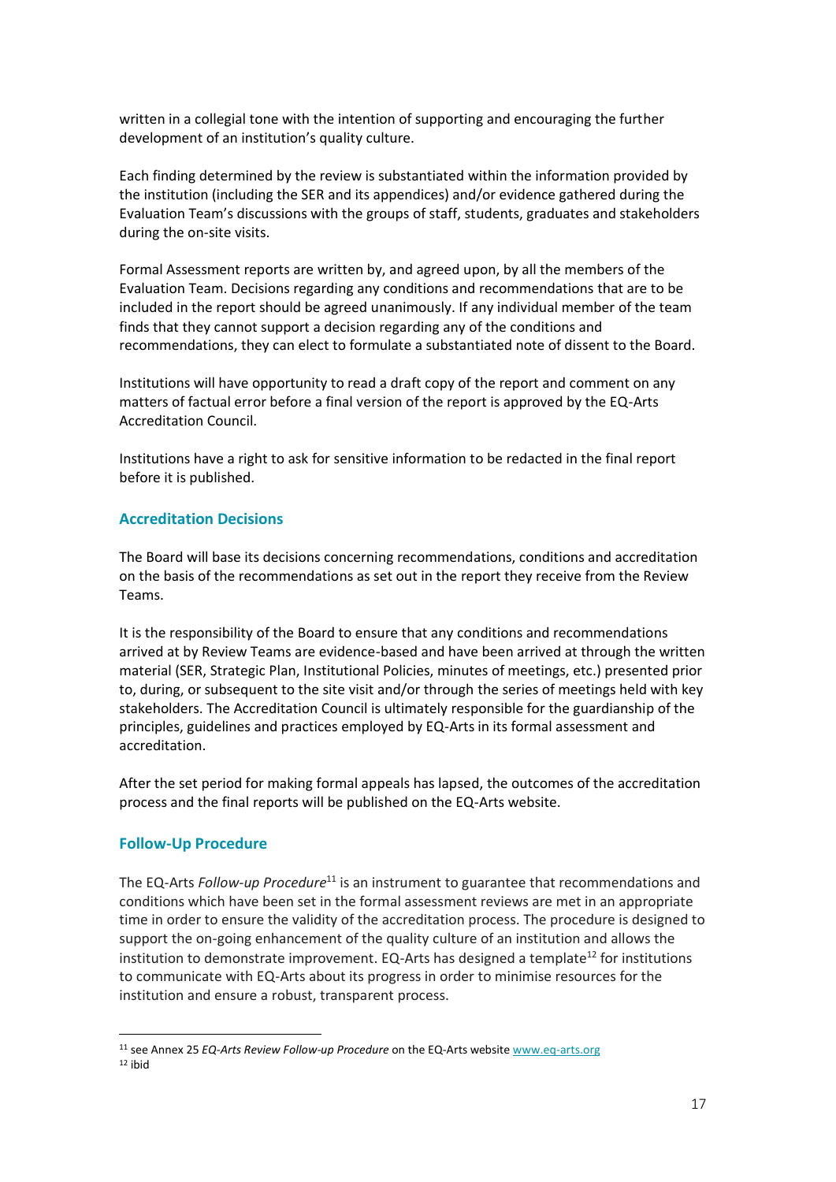written in a collegial tone with the intention of supporting and encouraging the further development of an institution's quality culture.

Each finding determined by the review is substantiated within the information provided by the institution (including the SER and its appendices) and/or evidence gathered during the Evaluation Team's discussions with the groups of staff, students, graduates and stakeholders during the on-site visits.

Formal Assessment reports are written by, and agreed upon, by all the members of the Evaluation Team. Decisions regarding any conditions and recommendations that are to be included in the report should be agreed unanimously. If any individual member of the team finds that they cannot support a decision regarding any of the conditions and recommendations, they can elect to formulate a substantiated note of dissent to the Board.

Institutions will have opportunity to read a draft copy of the report and comment on any matters of factual error before a final version of the report is approved by the EQ-Arts Accreditation Council.

Institutions have a right to ask for sensitive information to be redacted in the final report before it is published.

## Accreditation Decisions

The Board will base its decisions concerning recommendations, conditions and accreditation on the basis of the recommendations as set out in the report they receive from the Review Teams.

It is the responsibility of the Board to ensure that any conditions and recommendations arrived at by Review Teams are evidence-based and have been arrived at through the written material (SER, Strategic Plan, Institutional Policies, minutes of meetings, etc.) presented prior to, during, or subsequent to the site visit and/or through the series of meetings held with key stakeholders. The Accreditation Council is ultimately responsible for the guardianship of the principles, guidelines and practices employed by EQ-Arts in its formal assessment and accreditation.

After the set period for making formal appeals has lapsed, the outcomes of the accreditation process and the final reports will be published on the EQ-Arts website.

## Follow-Up Procedure

The EQ-Arts *Follow-up Procedure*[11] is an instrument to guarantee that recommendations and conditions which have been set in the formal assessment reviews are met in an appropriate time in order to ensure the validity of the accreditation process. The procedure is designed to support the on-going enhancement of the quality culture of an institution and allows the institution to demonstrate improvement. EQ-Arts has designed a template[12] for institutions to communicate with EQ-Arts about its progress in order to minimise resources for the institution and ensure a robust, transparent process.

[11] see Annex 25 *EQ-Arts Review Follow-up Procedure* on the EQ-Arts website www.eq-arts.org

[12] ibid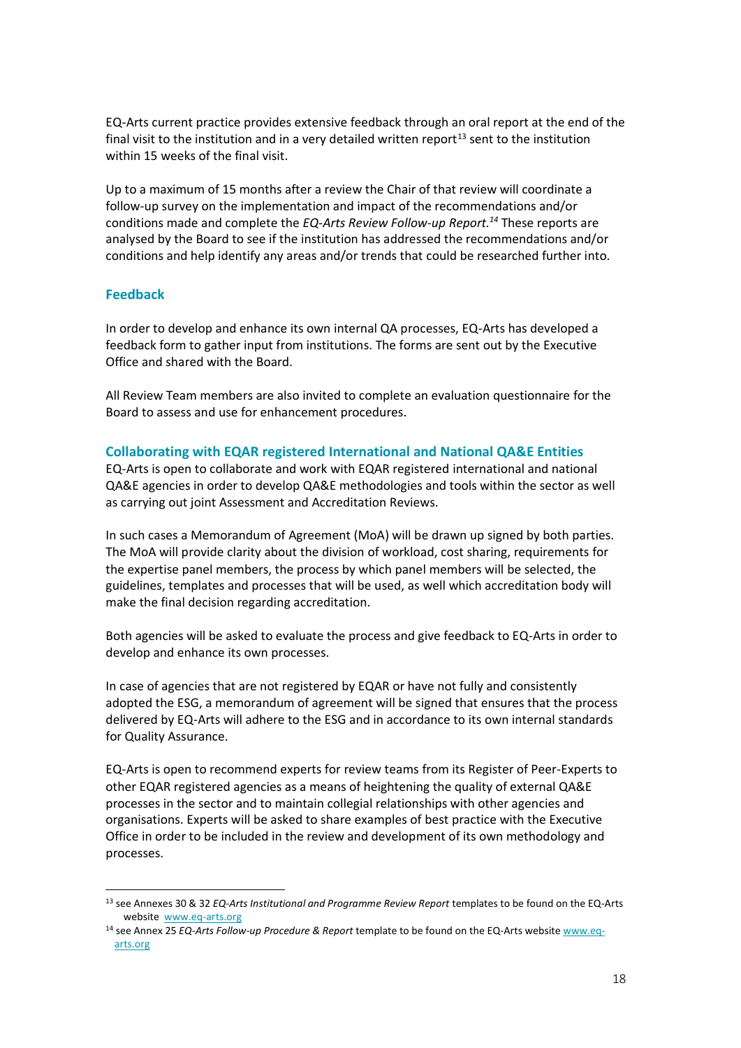EQ-Arts current practice provides extensive feedback through an oral report at the end of the final visit to the institution and in a very detailed written report[13] sent to the institution within 15 weeks of the final visit.

Up to a maximum of 15 months after a review the Chair of that review will coordinate a follow-up survey on the implementation and impact of the recommendations and/or conditions made and complete the *EQ-Arts Review Follow-up Report.*[14] These reports are analysed by the Board to see if the institution has addressed the recommendations and/or conditions and help identify any areas and/or trends that could be researched further into.

## Feedback

In order to develop and enhance its own internal QA processes, EQ-Arts has developed a feedback form to gather input from institutions. The forms are sent out by the Executive Office and shared with the Board.

All Review Team members are also invited to complete an evaluation questionnaire for the Board to assess and use for enhancement procedures.

## Collaborating with EQAR registered International and National QA&E Entities

EQ-Arts is open to collaborate and work with EQAR registered international and national QA&E agencies in order to develop QA&E methodologies and tools within the sector as well as carrying out joint Assessment and Accreditation Reviews.

In such cases a Memorandum of Agreement (MoA) will be drawn up signed by both parties. The MoA will provide clarity about the division of workload, cost sharing, requirements for the expertise panel members, the process by which panel members will be selected, the guidelines, templates and processes that will be used, as well which accreditation body will make the final decision regarding accreditation.

Both agencies will be asked to evaluate the process and give feedback to EQ-Arts in order to develop and enhance its own processes.

In case of agencies that are not registered by EQAR or have not fully and consistently adopted the ESG, a memorandum of agreement will be signed that ensures that the process delivered by EQ-Arts will adhere to the ESG and in accordance to its own internal standards for Quality Assurance.

EQ-Arts is open to recommend experts for review teams from its Register of Peer-Experts to other EQAR registered agencies as a means of heightening the quality of external QA&E processes in the sector and to maintain collegial relationships with other agencies and organisations. Experts will be asked to share examples of best practice with the Executive Office in order to be included in the review and development of its own methodology and processes.

---

[13] see Annexes 30 & 32 *EQ-Arts Institutional and Programme Review Report* templates to be found on the EQ-Arts website www.eq-arts.org

[14] see Annex 25 *EQ-Arts Follow-up Procedure & Report* template to be found on the EQ-Arts website www.eq-arts.org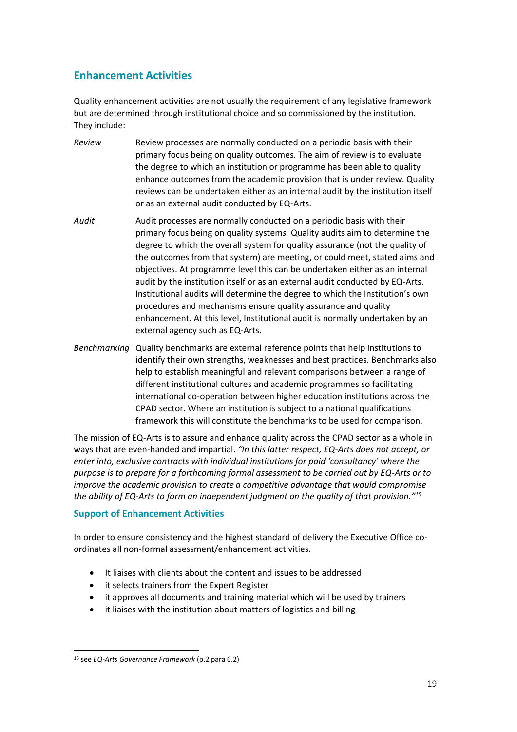## Enhancement Activities

Quality enhancement activities are not usually the requirement of any legislative framework but are determined through institutional choice and so commissioned by the institution. They include:

*Review* — Review processes are normally conducted on a periodic basis with their primary focus being on quality outcomes. The aim of review is to evaluate the degree to which an institution or programme has been able to quality enhance outcomes from the academic provision that is under review. Quality reviews can be undertaken either as an internal audit by the institution itself or as an external audit conducted by EQ-Arts.

*Audit* — Audit processes are normally conducted on a periodic basis with their primary focus being on quality systems*.* Quality audits aim to determine the degree to which the overall system for quality assurance (not the quality of the outcomes from that system) are meeting, or could meet, stated aims and objectives. At programme level this can be undertaken either as an internal audit by the institution itself or as an external audit conducted by EQ-Arts. Institutional audits will determine the degree to which the Institution's own procedures and mechanisms ensure quality assurance and quality enhancement. At this level, Institutional audit is normally undertaken by an external agency such as EQ-Arts.

*Benchmarking* — Quality benchmarks are external reference points that help institutions to identify their own strengths, weaknesses and best practices. Benchmarks also help to establish meaningful and relevant comparisons between a range of different institutional cultures and academic programmes so facilitating international co-operation between higher education institutions across the CPAD sector. Where an institution is subject to a national qualifications framework this will constitute the benchmarks to be used for comparison.

The mission of EQ-Arts is to assure and enhance quality across the CPAD sector as a whole in ways that are even-handed and impartial. *"In this latter respect, EQ-Arts does not accept, or enter into, exclusive contracts with individual institutions for paid 'consultancy' where the purpose is to prepare for a forthcoming formal assessment to be carried out by EQ-Arts or to improve the academic provision to create a competitive advantage that would compromise the ability of EQ-Arts to form an independent judgment on the quality of that provision."*[15]

### Support of Enhancement Activities

In order to ensure consistency and the highest standard of delivery the Executive Office co-ordinates all non-formal assessment/enhancement activities.

- It liaises with clients about the content and issues to be addressed
- it selects trainers from the Expert Register
- it approves all documents and training material which will be used by trainers
- it liaises with the institution about matters of logistics and billing

[15] see *EQ-Arts Governance Framework* (p.2 para 6.2)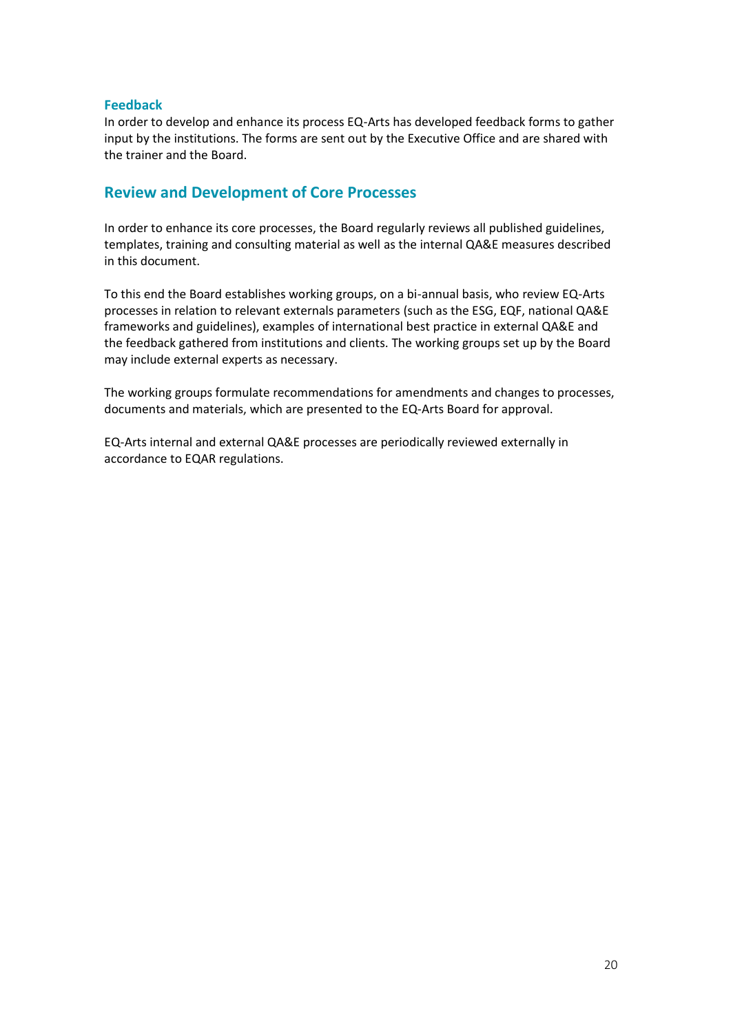### Feedback

In order to develop and enhance its process EQ-Arts has developed feedback forms to gather input by the institutions. The forms are sent out by the Executive Office and are shared with the trainer and the Board.

## Review and Development of Core Processes

In order to enhance its core processes, the Board regularly reviews all published guidelines, templates, training and consulting material as well as the internal QA&E measures described in this document.

To this end the Board establishes working groups, on a bi-annual basis, who review EQ-Arts processes in relation to relevant externals parameters (such as the ESG, EQF, national QA&E frameworks and guidelines), examples of international best practice in external QA&E and the feedback gathered from institutions and clients. The working groups set up by the Board may include external experts as necessary.

The working groups formulate recommendations for amendments and changes to processes, documents and materials, which are presented to the EQ-Arts Board for approval.

EQ-Arts internal and external QA&E processes are periodically reviewed externally in accordance to EQAR regulations.